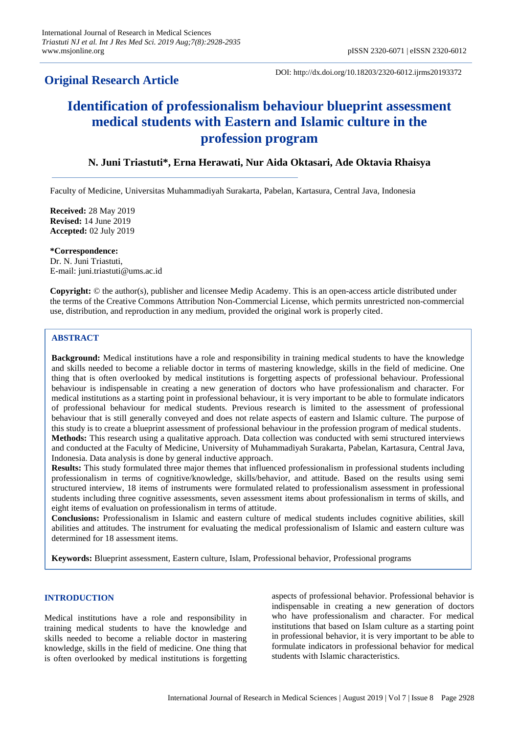## Original Research Article

DOI: http://dx.doi.org/10.18203/2320-6012.ijrms20193372

# Identification of professionalism behaviour blueprint assessment medical students with Eastern and Islamic culture in the profession program

**N. Juni Triastuti\*, Erna Herawati, Nur Aida Oktasari, Ade Oktavia Rhaisya**

Faculty of Medicine, Universitas Muhammadiyah Surakarta, Pabelan, Kartasura, Central Java, Indonesia

**Received:** 28 May 2019
**Revised:** 14 June 2019
**Accepted:** 02 July 2019

**\*Correspondence:**
Dr. N. Juni Triastuti,
E-mail: juni.triastuti@ums.ac.id

**Copyright:** © the author(s), publisher and licensee Medip Academy. This is an open-access article distributed under the terms of the Creative Commons Attribution Non-Commercial License, which permits unrestricted non-commercial use, distribution, and reproduction in any medium, provided the original work is properly cited.

## ABSTRACT

**Background:** Medical institutions have a role and responsibility in training medical students to have the knowledge and skills needed to become a reliable doctor in terms of mastering knowledge, skills in the field of medicine. One thing that is often overlooked by medical institutions is forgetting aspects of professional behaviour. Professional behaviour is indispensable in creating a new generation of doctors who have professionalism and character. For medical institutions as a starting point in professional behaviour, it is very important to be able to formulate indicators of professional behaviour for medical students. Previous research is limited to the assessment of professional behaviour that is still generally conveyed and does not relate aspects of eastern and Islamic culture. The purpose of this study is to create a blueprint assessment of professional behaviour in the profession program of medical students.

**Methods:** This research using a qualitative approach. Data collection was conducted with semi structured interviews and conducted at the Faculty of Medicine, University of Muhammadiyah Surakarta, Pabelan, Kartasura, Central Java, Indonesia. Data analysis is done by general inductive approach.

**Results:** This study formulated three major themes that influenced professionalism in professional students including professionalism in terms of cognitive/knowledge, skills/behavior, and attitude. Based on the results using semi structured interview, 18 items of instruments were formulated related to professionalism assessment in professional students including three cognitive assessments, seven assessment items about professionalism in terms of skills, and eight items of evaluation on professionalism in terms of attitude.

**Conclusions:** Professionalism in Islamic and eastern culture of medical students includes cognitive abilities, skill abilities and attitudes. The instrument for evaluating the medical professionalism of Islamic and eastern culture was determined for 18 assessment items.

**Keywords:** Blueprint assessment, Eastern culture, Islam, Professional behavior, Professional programs

## INTRODUCTION

Medical institutions have a role and responsibility in training medical students to have the knowledge and skills needed to become a reliable doctor in mastering knowledge, skills in the field of medicine. One thing that is often overlooked by medical institutions is forgetting aspects of professional behavior. Professional behavior is indispensable in creating a new generation of doctors who have professionalism and character. For medical institutions that based on Islam culture as a starting point in professional behavior, it is very important to be able to formulate indicators in professional behavior for medical students with Islamic characteristics.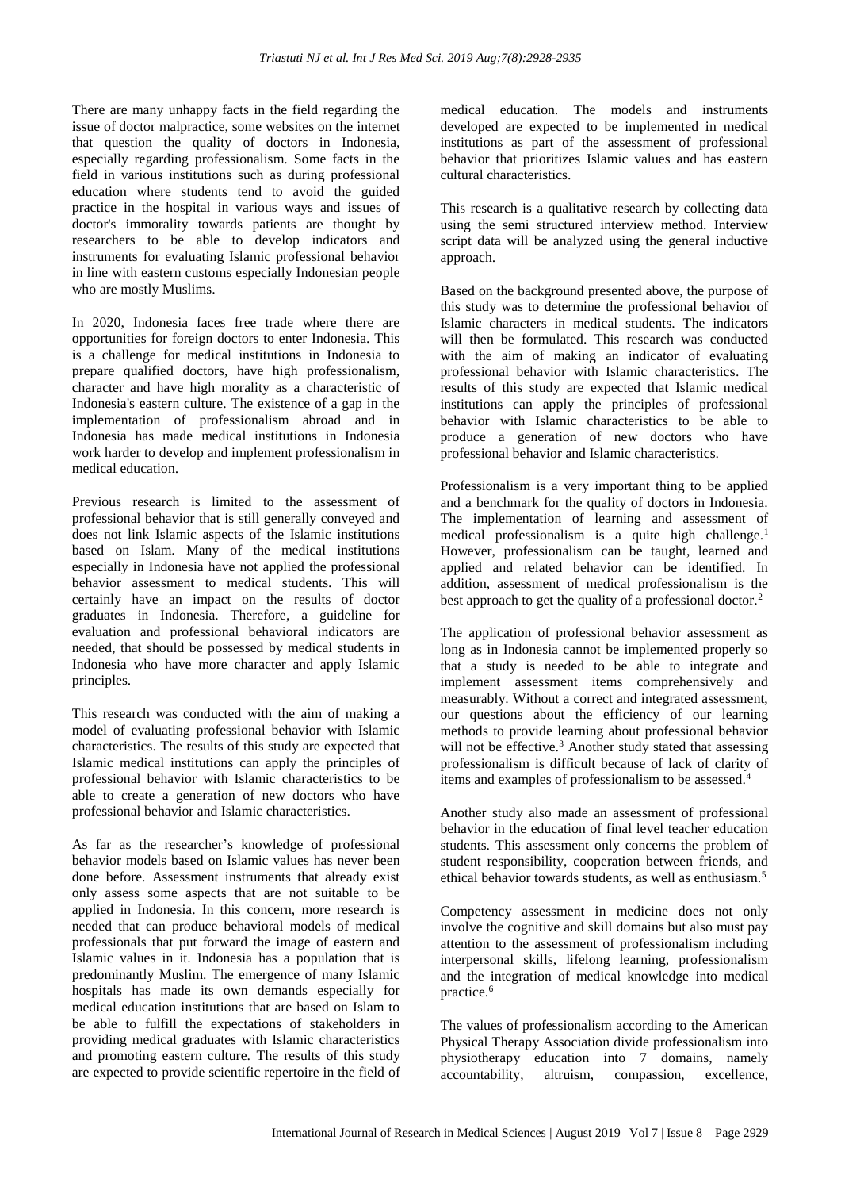There are many unhappy facts in the field regarding the issue of doctor malpractice, some websites on the internet that question the quality of doctors in Indonesia, especially regarding professionalism. Some facts in the field in various institutions such as during professional education where students tend to avoid the guided practice in the hospital in various ways and issues of doctor's immorality towards patients are thought by researchers to be able to develop indicators and instruments for evaluating Islamic professional behavior in line with eastern customs especially Indonesian people who are mostly Muslims.

In 2020, Indonesia faces free trade where there are opportunities for foreign doctors to enter Indonesia. This is a challenge for medical institutions in Indonesia to prepare qualified doctors, have high professionalism, character and have high morality as a characteristic of Indonesia's eastern culture. The existence of a gap in the implementation of professionalism abroad and in Indonesia has made medical institutions in Indonesia work harder to develop and implement professionalism in medical education.

Previous research is limited to the assessment of professional behavior that is still generally conveyed and does not link Islamic aspects of the Islamic institutions based on Islam. Many of the medical institutions especially in Indonesia have not applied the professional behavior assessment to medical students. This will certainly have an impact on the results of doctor graduates in Indonesia. Therefore, a guideline for evaluation and professional behavioral indicators are needed, that should be possessed by medical students in Indonesia who have more character and apply Islamic principles.

This research was conducted with the aim of making a model of evaluating professional behavior with Islamic characteristics. The results of this study are expected that Islamic medical institutions can apply the principles of professional behavior with Islamic characteristics to be able to create a generation of new doctors who have professional behavior and Islamic characteristics.

As far as the researcher's knowledge of professional behavior models based on Islamic values has never been done before. Assessment instruments that already exist only assess some aspects that are not suitable to be applied in Indonesia. In this concern, more research is needed that can produce behavioral models of medical professionals that put forward the image of eastern and Islamic values in it. Indonesia has a population that is predominantly Muslim. The emergence of many Islamic hospitals has made its own demands especially for medical education institutions that are based on Islam to be able to fulfill the expectations of stakeholders in providing medical graduates with Islamic characteristics and promoting eastern culture. The results of this study are expected to provide scientific repertoire in the field of medical education. The models and instruments developed are expected to be implemented in medical institutions as part of the assessment of professional behavior that prioritizes Islamic values and has eastern cultural characteristics.

This research is a qualitative research by collecting data using the semi structured interview method. Interview script data will be analyzed using the general inductive approach.

Based on the background presented above, the purpose of this study was to determine the professional behavior of Islamic characters in medical students. The indicators will then be formulated. This research was conducted with the aim of making an indicator of evaluating professional behavior with Islamic characteristics. The results of this study are expected that Islamic medical institutions can apply the principles of professional behavior with Islamic characteristics to be able to produce a generation of new doctors who have professional behavior and Islamic characteristics.

Professionalism is a very important thing to be applied and a benchmark for the quality of doctors in Indonesia. The implementation of learning and assessment of medical professionalism is a quite high challenge.[1] However, professionalism can be taught, learned and applied and related behavior can be identified. In addition, assessment of medical professionalism is the best approach to get the quality of a professional doctor.[2]

The application of professional behavior assessment as long as in Indonesia cannot be implemented properly so that a study is needed to be able to integrate and implement assessment items comprehensively and measurably. Without a correct and integrated assessment, our questions about the efficiency of our learning methods to provide learning about professional behavior will not be effective.[3] Another study stated that assessing professionalism is difficult because of lack of clarity of items and examples of professionalism to be assessed.[4]

Another study also made an assessment of professional behavior in the education of final level teacher education students. This assessment only concerns the problem of student responsibility, cooperation between friends, and ethical behavior towards students, as well as enthusiasm.[5]

Competency assessment in medicine does not only involve the cognitive and skill domains but also must pay attention to the assessment of professionalism including interpersonal skills, lifelong learning, professionalism and the integration of medical knowledge into medical practice.[6]

The values of professionalism according to the American Physical Therapy Association divide professionalism into physiotherapy education into 7 domains, namely accountability, altruism, compassion, excellence,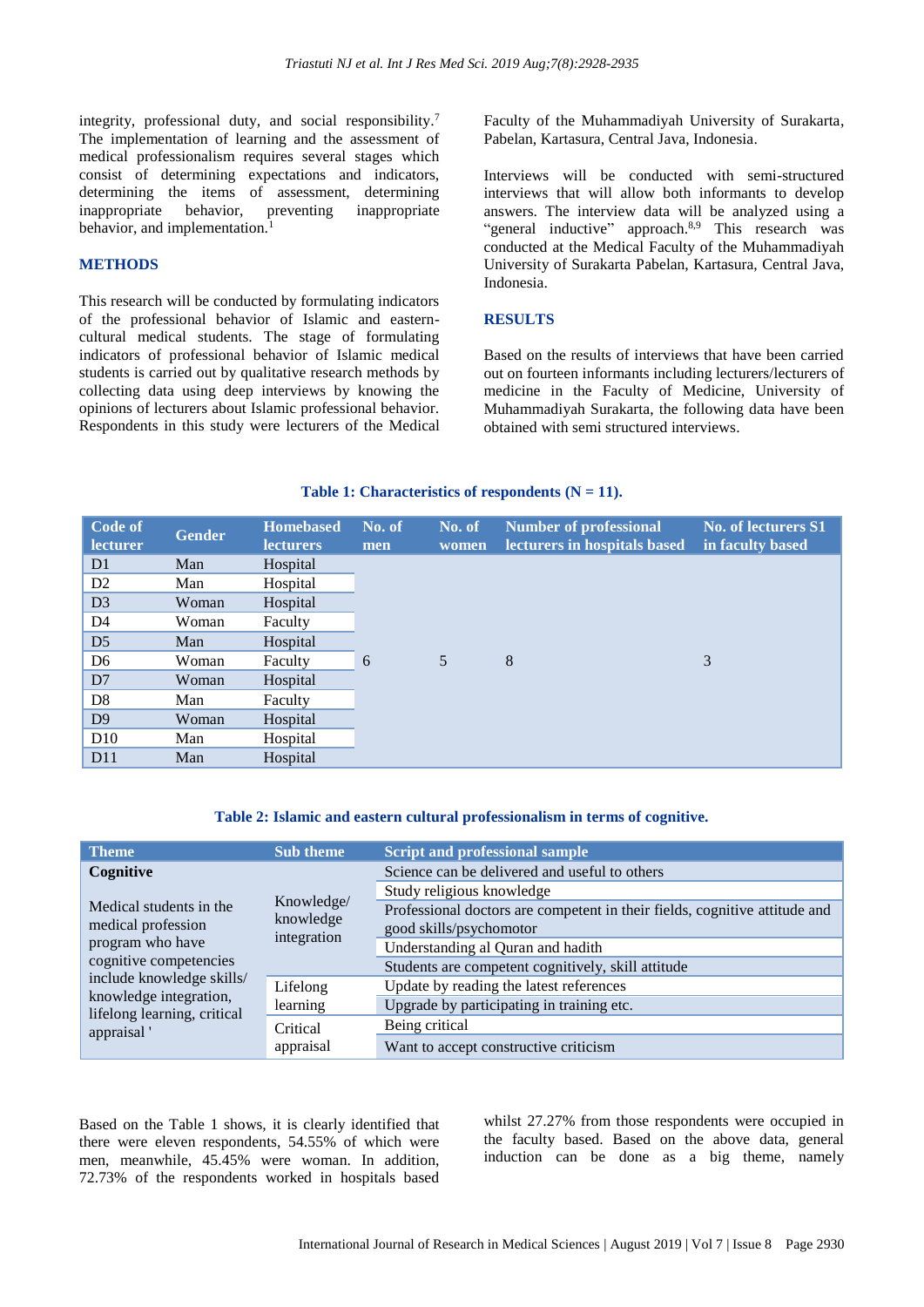integrity, professional duty, and social responsibility.[7] The implementation of learning and the assessment of medical professionalism requires several stages which consist of determining expectations and indicators, determining the items of assessment, determining inappropriate behavior, preventing inappropriate behavior, and implementation.[1]

## METHODS

This research will be conducted by formulating indicators of the professional behavior of Islamic and eastern-cultural medical students. The stage of formulating indicators of professional behavior of Islamic medical students is carried out by qualitative research methods by collecting data using deep interviews by knowing the opinions of lecturers about Islamic professional behavior. Respondents in this study were lecturers of the Medical Faculty of the Muhammadiyah University of Surakarta, Pabelan, Kartasura, Central Java, Indonesia.

Interviews will be conducted with semi-structured interviews that will allow both informants to develop answers. The interview data will be analyzed using a "general inductive" approach.[8,9] This research was conducted at the Medical Faculty of the Muhammadiyah University of Surakarta Pabelan, Kartasura, Central Java, Indonesia.

## RESULTS

Based on the results of interviews that have been carried out on fourteen informants including lecturers/lecturers of medicine in the Faculty of Medicine, University of Muhammadiyah Surakarta, the following data have been obtained with semi structured interviews.

**Table 1: Characteristics of respondents (N = 11).**

| Code of lecturer | Gender | Homebased lecturers | No. of men | No. of women | Number of professional lecturers in hospitals based | No. of lecturers S1 in faculty based |
|---|---|---|---|---|---|---|
| D1 | Man | Hospital | 6 | 5 | 8 | 3 |
| D2 | Man | Hospital | | | | |
| D3 | Woman | Hospital | | | | |
| D4 | Woman | Faculty | | | | |
| D5 | Man | Hospital | | | | |
| D6 | Woman | Faculty | | | | |
| D7 | Woman | Hospital | | | | |
| D8 | Man | Faculty | | | | |
| D9 | Woman | Hospital | | | | |
| D10 | Man | Hospital | | | | |
| D11 | Man | Hospital | | | | |

**Table 2: Islamic and eastern cultural professionalism in terms of cognitive.**

| Theme | Sub theme | Script and professional sample |
|---|---|---|
| **Cognitive** Medical students in the medical profession program who have cognitive competencies include knowledge skills/ knowledge integration, lifelong learning, critical appraisal ' | Knowledge/ knowledge integration | Science can be delivered and useful to others |
| | | Study religious knowledge |
| | | Professional doctors are competent in their fields, cognitive attitude and good skills/psychomotor |
| | | Understanding al Quran and hadith |
| | | Students are competent cognitively, skill attitude |
| | Lifelong learning | Update by reading the latest references |
| | | Upgrade by participating in training etc. |
| | Critical appraisal | Being critical |
| | | Want to accept constructive criticism |

Based on the Table 1 shows, it is clearly identified that there were eleven respondents, 54.55% of which were men, meanwhile, 45.45% were woman. In addition, 72.73% of the respondents worked in hospitals based whilst 27.27% from those respondents were occupied in the faculty based. Based on the above data, general induction can be done as a big theme, namely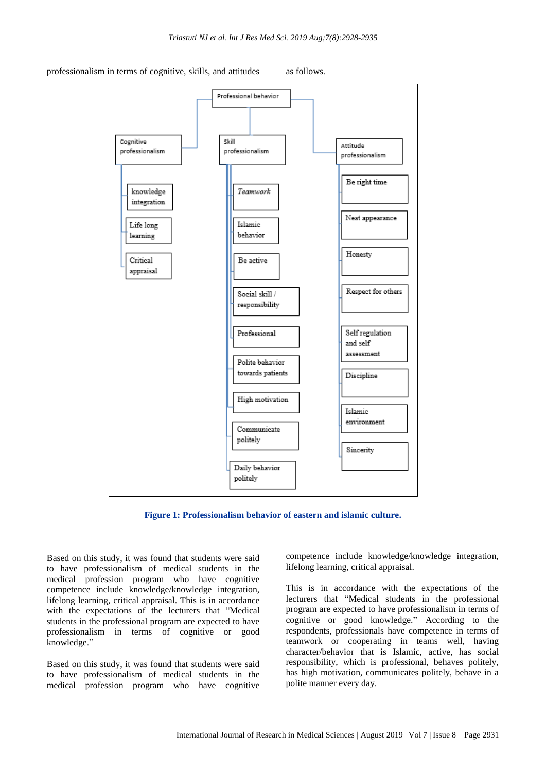professionalism in terms of cognitive, skills, and attitudes as follows.

- Professional behavior
  - Cognitive professionalism
    - knowledge integration
    - Life long learning
    - Critical appraisal
  - Skill professionalism
    - *Teamwork*
    - Islamic behavior
    - Be active
    - Social skill / responsibility
    - Professional
    - Polite behavior towards patients
    - High motivation
    - Communicate politely
    - Daily behavior politely
  - Attitude professionalism
    - Be right time
    - Neat appearance
    - Honesty
    - Respect for others
    - Self regulation and self assessment
    - Discipline
    - Islamic environment
    - Sincerity

**Figure 1: Professionalism behavior of eastern and islamic culture.**

Based on this study, it was found that students were said to have professionalism of medical students in the medical profession program who have cognitive competence include knowledge/knowledge integration, lifelong learning, critical appraisal. This is in accordance with the expectations of the lecturers that "Medical students in the professional program are expected to have professionalism in terms of cognitive or good knowledge."

Based on this study, it was found that students were said to have professionalism of medical students in the medical profession program who have cognitive competence include knowledge/knowledge integration, lifelong learning, critical appraisal.

This is in accordance with the expectations of the lecturers that "Medical students in the professional program are expected to have professionalism in terms of cognitive or good knowledge." According to the respondents, professionals have competence in terms of teamwork or cooperating in teams well, having character/behavior that is Islamic, active, has social responsibility, which is professional, behaves politely, has high motivation, communicates politely, behave in a polite manner every day.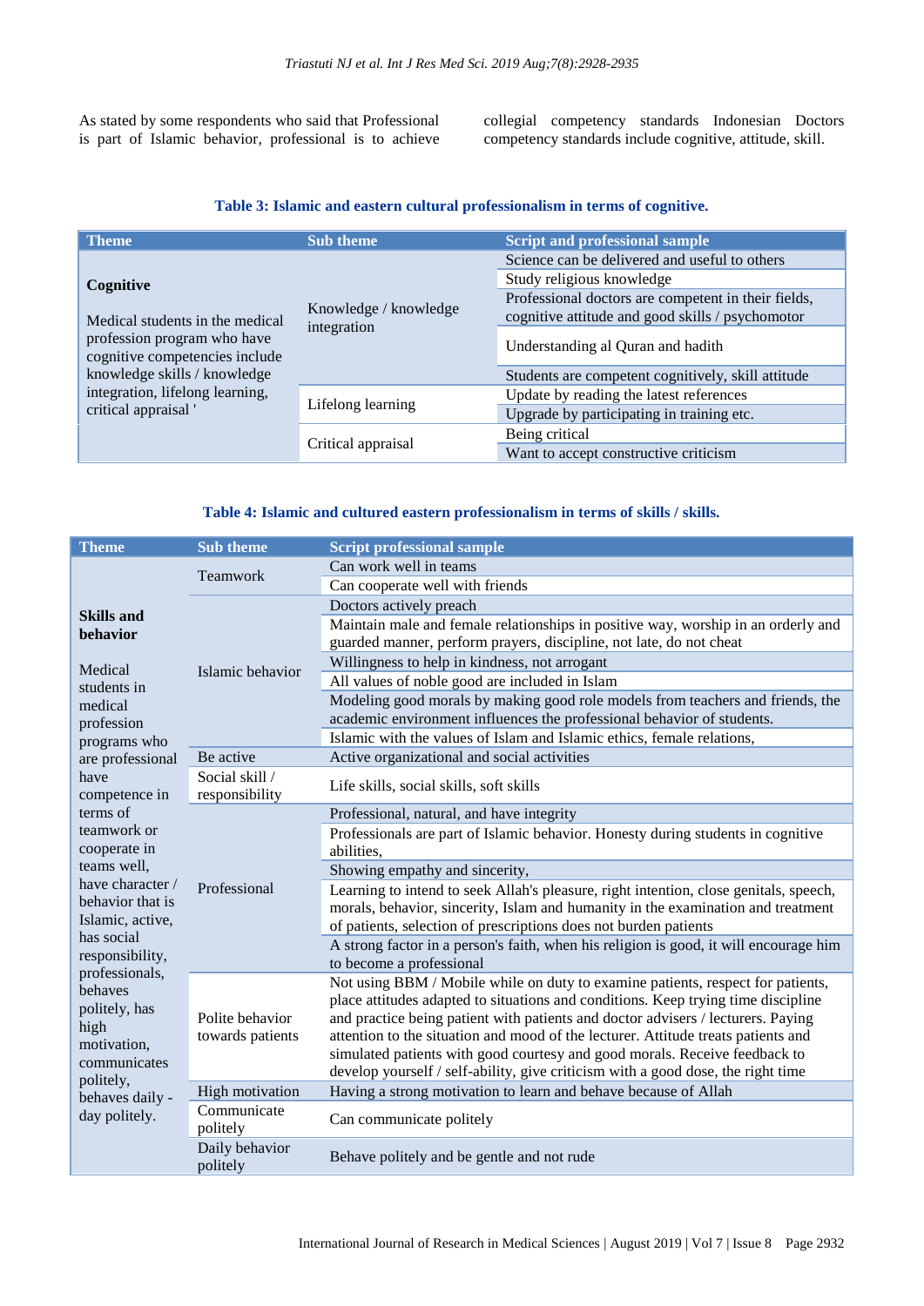As stated by some respondents who said that Professional is part of Islamic behavior, professional is to achieve collegial competency standards Indonesian Doctors competency standards include cognitive, attitude, skill.

**Table 3: Islamic and eastern cultural professionalism in terms of cognitive.**

| Theme | Sub theme | Script and professional sample |
|---|---|---|
| **Cognitive** Medical students in the medical profession program who have cognitive competencies include knowledge skills / knowledge integration, lifelong learning, critical appraisal ' | Knowledge / knowledge integration | Science can be delivered and useful to others |
| | | Study religious knowledge |
| | | Professional doctors are competent in their fields, cognitive attitude and good skills / psychomotor |
| | | Understanding al Quran and hadith |
| | | Students are competent cognitively, skill attitude |
| | Lifelong learning | Update by reading the latest references |
| | | Upgrade by participating in training etc. |
| | Critical appraisal | Being critical |
| | | Want to accept constructive criticism |

**Table 4: Islamic and cultured eastern professionalism in terms of skills / skills.**

| Theme | Sub theme | Script professional sample |
|---|---|---|
| **Skills and behavior** Medical students in medical profession programs who are professional have competence in terms of teamwork or cooperate in teams well, have character / behavior that is Islamic, active, has social responsibility, professionals, behaves politely, has high motivation, communicates politely, behaves daily - day politely. | Teamwork | Can work well in teams |
| | | Can cooperate well with friends |
| | Islamic behavior | Doctors actively preach |
| | | Maintain male and female relationships in positive way, worship in an orderly and guarded manner, perform prayers, discipline, not late, do not cheat |
| | | Willingness to help in kindness, not arrogant |
| | | All values of noble good are included in Islam |
| | | Modeling good morals by making good role models from teachers and friends, the academic environment influences the professional behavior of students. |
| | | Islamic with the values of Islam and Islamic ethics, female relations, |
| | Be active | Active organizational and social activities |
| | Social skill / responsibility | Life skills, social skills, soft skills |
| | Professional | Professional, natural, and have integrity |
| | | Professionals are part of Islamic behavior. Honesty during students in cognitive abilities, |
| | | Showing empathy and sincerity, |
| | | Learning to intend to seek Allah's pleasure, right intention, close genitals, speech, morals, behavior, sincerity, Islam and humanity in the examination and treatment of patients, selection of prescriptions does not burden patients |
| | | A strong factor in a person's faith, when his religion is good, it will encourage him to become a professional |
| | Polite behavior towards patients | Not using BBM / Mobile while on duty to examine patients, respect for patients, place attitudes adapted to situations and conditions. Keep trying time discipline and practice being patient with patients and doctor advisers / lecturers. Paying attention to the situation and mood of the lecturer. Attitude treats patients and simulated patients with good courtesy and good morals. Receive feedback to develop yourself / self-ability, give criticism with a good dose, the right time |
| | High motivation | Having a strong motivation to learn and behave because of Allah |
| | Communicate politely | Can communicate politely |
| | Daily behavior politely | Behave politely and be gentle and not rude |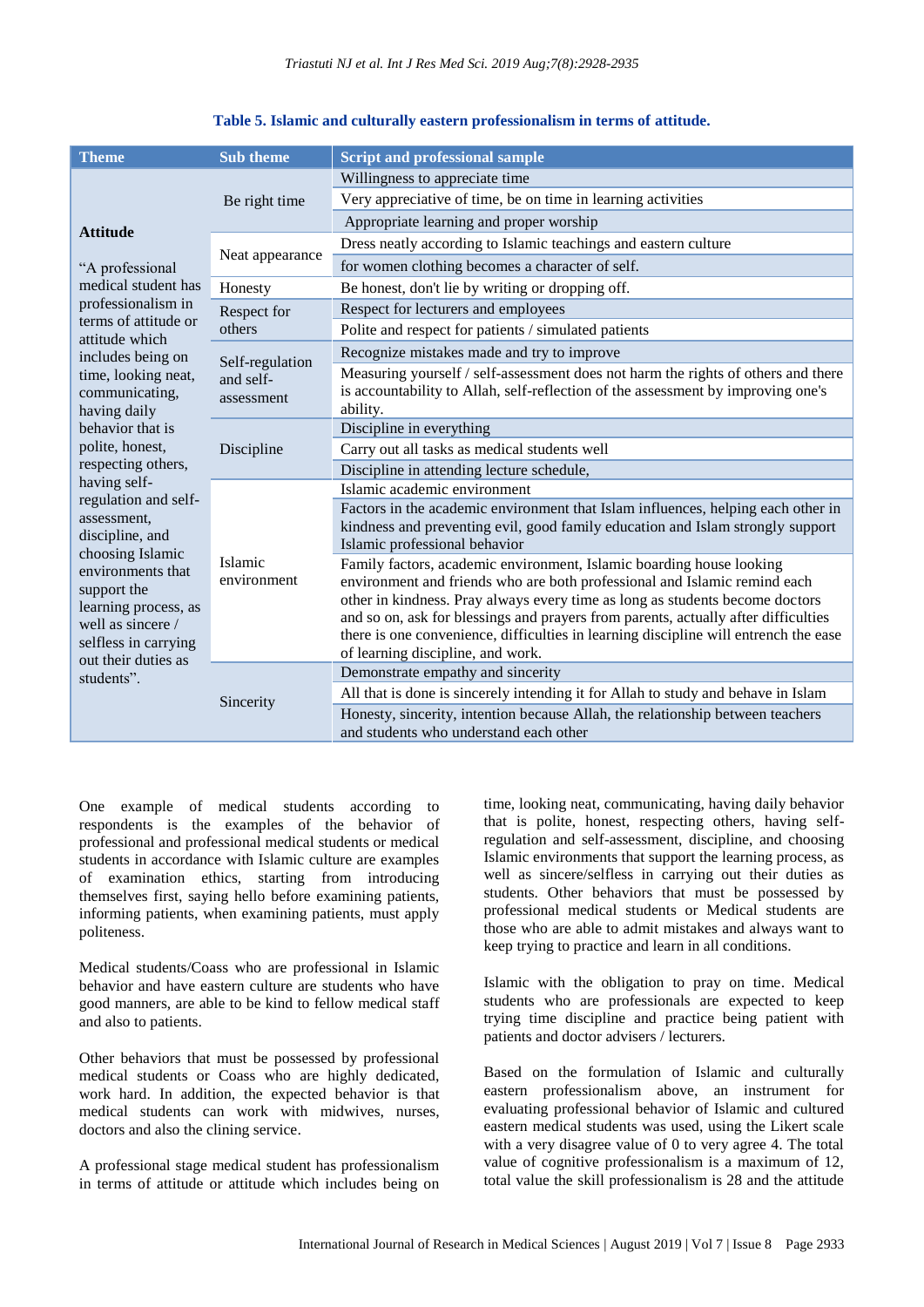**Table 5. Islamic and culturally eastern professionalism in terms of attitude.**

| Theme | Sub theme | Script and professional sample |
|---|---|---|
| **Attitude**<br><br>"A professional medical student has professionalism in terms of attitude or attitude which includes being on time, looking neat, communicating, having daily behavior that is polite, honest, respecting others, having self-regulation and self-assessment, discipline, and choosing Islamic environments that support the learning process, as well as sincere / selfless in carrying out their duties as students". | Be right time | Willingness to appreciate time |
| | | Very appreciative of time, be on time in learning activities |
| | | Appropriate learning and proper worship |
| | Neat appearance | Dress neatly according to Islamic teachings and eastern culture |
| | | for women clothing becomes a character of self. |
| | Honesty | Be honest, don't lie by writing or dropping off. |
| | Respect for others | Respect for lecturers and employees |
| | | Polite and respect for patients / simulated patients |
| | Self-regulation and self-assessment | Recognize mistakes made and try to improve |
| | | Measuring yourself / self-assessment does not harm the rights of others and there is accountability to Allah, self-reflection of the assessment by improving one's ability. |
| | Discipline | Discipline in everything |
| | | Carry out all tasks as medical students well |
| | | Discipline in attending lecture schedule, |
| | Islamic environment | Islamic academic environment |
| | | Factors in the academic environment that Islam influences, helping each other in kindness and preventing evil, good family education and Islam strongly support Islamic professional behavior |
| | | Family factors, academic environment, Islamic boarding house looking environment and friends who are both professional and Islamic remind each other in kindness. Pray always every time as long as students become doctors and so on, ask for blessings and prayers from parents, actually after difficulties there is one convenience, difficulties in learning discipline will entrench the ease of learning discipline, and work. |
| | Sincerity | Demonstrate empathy and sincerity |
| | | All that is done is sincerely intending it for Allah to study and behave in Islam |
| | | Honesty, sincerity, intention because Allah, the relationship between teachers and students who understand each other |

One example of medical students according to respondents is the examples of the behavior of professional and professional medical students or medical students in accordance with Islamic culture are examples of examination ethics, starting from introducing themselves first, saying hello before examining patients, informing patients, when examining patients, must apply politeness.

Medical students/Coass who are professional in Islamic behavior and have eastern culture are students who have good manners, are able to be kind to fellow medical staff and also to patients.

Other behaviors that must be possessed by professional medical students or Coass who are highly dedicated, work hard. In addition, the expected behavior is that medical students can work with midwives, nurses, doctors and also the clining service.

A professional stage medical student has professionalism in terms of attitude or attitude which includes being on time, looking neat, communicating, having daily behavior that is polite, honest, respecting others, having self-regulation and self-assessment, discipline, and choosing Islamic environments that support the learning process, as well as sincere/selfless in carrying out their duties as students. Other behaviors that must be possessed by professional medical students or Medical students are those who are able to admit mistakes and always want to keep trying to practice and learn in all conditions.

Islamic with the obligation to pray on time. Medical students who are professionals are expected to keep trying time discipline and practice being patient with patients and doctor advisers / lecturers.

Based on the formulation of Islamic and culturally eastern professionalism above, an instrument for evaluating professional behavior of Islamic and cultured eastern medical students was used, using the Likert scale with a very disagree value of 0 to very agree 4. The total value of cognitive professionalism is a maximum of 12, total value the skill professionalism is 28 and the attitude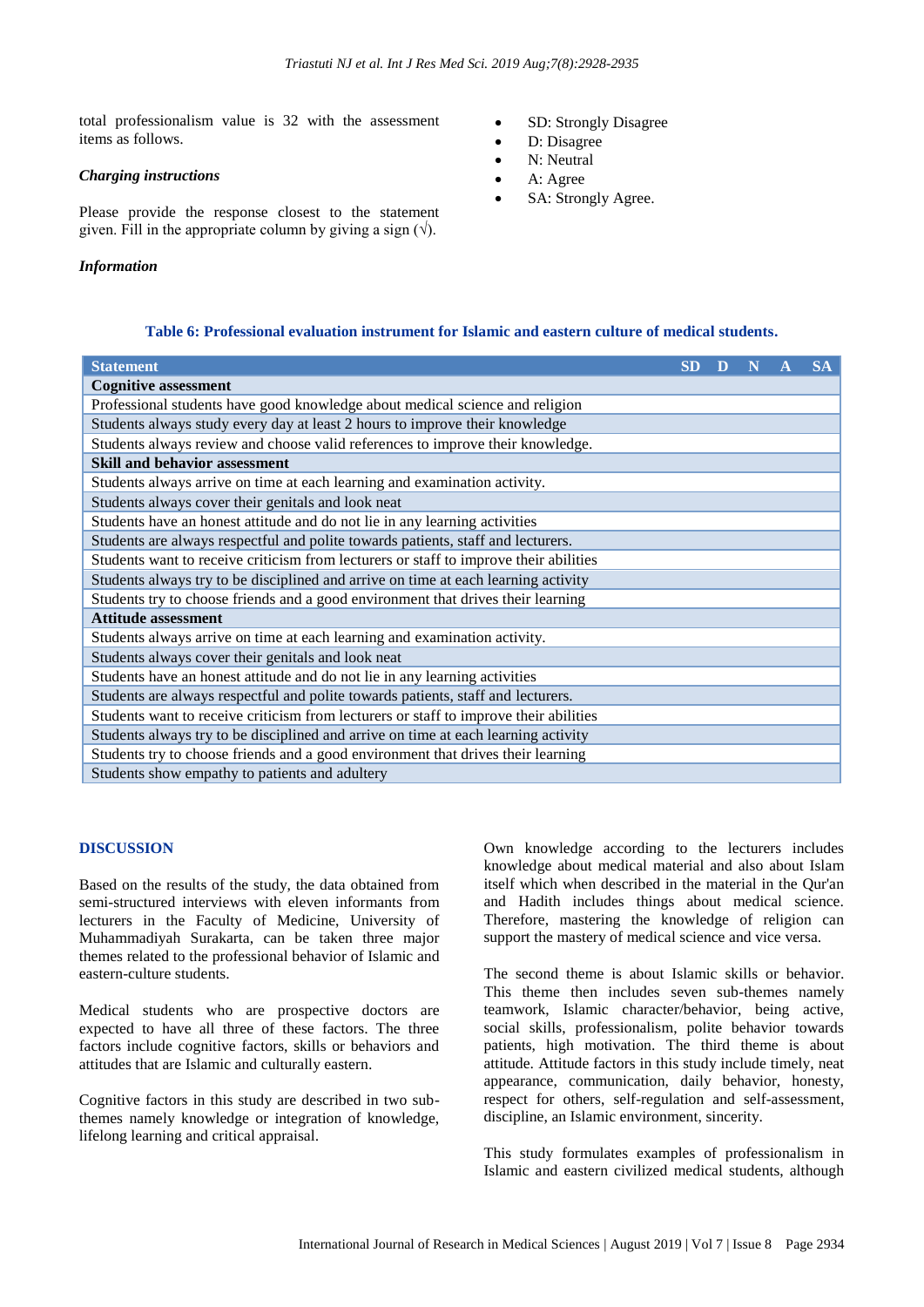total professionalism value is 32 with the assessment items as follows.

### *Charging instructions*

Please provide the response closest to the statement given. Fill in the appropriate column by giving a sign (√).

### *Information*

- SD: Strongly Disagree
- D: Disagree
- N: Neutral
- A: Agree
- SA: Strongly Agree.

**Table 6: Professional evaluation instrument for Islamic and eastern culture of medical students.**

| Statement | SD | D | N | A | SA |
|---|---|---|---|---|---|
| **Cognitive assessment** | | | | | |
| Professional students have good knowledge about medical science and religion | | | | | |
| Students always study every day at least 2 hours to improve their knowledge | | | | | |
| Students always review and choose valid references to improve their knowledge. | | | | | |
| **Skill and behavior assessment** | | | | | |
| Students always arrive on time at each learning and examination activity. | | | | | |
| Students always cover their genitals and look neat | | | | | |
| Students have an honest attitude and do not lie in any learning activities | | | | | |
| Students are always respectful and polite towards patients, staff and lecturers. | | | | | |
| Students want to receive criticism from lecturers or staff to improve their abilities | | | | | |
| Students always try to be disciplined and arrive on time at each learning activity | | | | | |
| Students try to choose friends and a good environment that drives their learning | | | | | |
| **Attitude assessment** | | | | | |
| Students always arrive on time at each learning and examination activity. | | | | | |
| Students always cover their genitals and look neat | | | | | |
| Students have an honest attitude and do not lie in any learning activities | | | | | |
| Students are always respectful and polite towards patients, staff and lecturers. | | | | | |
| Students want to receive criticism from lecturers or staff to improve their abilities | | | | | |
| Students always try to be disciplined and arrive on time at each learning activity | | | | | |
| Students try to choose friends and a good environment that drives their learning | | | | | |
| Students show empathy to patients and adultery | | | | | |

## DISCUSSION

Based on the results of the study, the data obtained from semi-structured interviews with eleven informants from lecturers in the Faculty of Medicine, University of Muhammadiyah Surakarta, can be taken three major themes related to the professional behavior of Islamic and eastern-culture students.

Medical students who are prospective doctors are expected to have all three of these factors. The three factors include cognitive factors, skills or behaviors and attitudes that are Islamic and culturally eastern.

Cognitive factors in this study are described in two sub-themes namely knowledge or integration of knowledge, lifelong learning and critical appraisal.

Own knowledge according to the lecturers includes knowledge about medical material and also about Islam itself which when described in the material in the Qur'an and Hadith includes things about medical science. Therefore, mastering the knowledge of religion can support the mastery of medical science and vice versa.

The second theme is about Islamic skills or behavior. This theme then includes seven sub-themes namely teamwork, Islamic character/behavior, being active, social skills, professionalism, polite behavior towards patients, high motivation. The third theme is about attitude. Attitude factors in this study include timely, neat appearance, communication, daily behavior, honesty, respect for others, self-regulation and self-assessment, discipline, an Islamic environment, sincerity.

This study formulates examples of professionalism in Islamic and eastern civilized medical students, although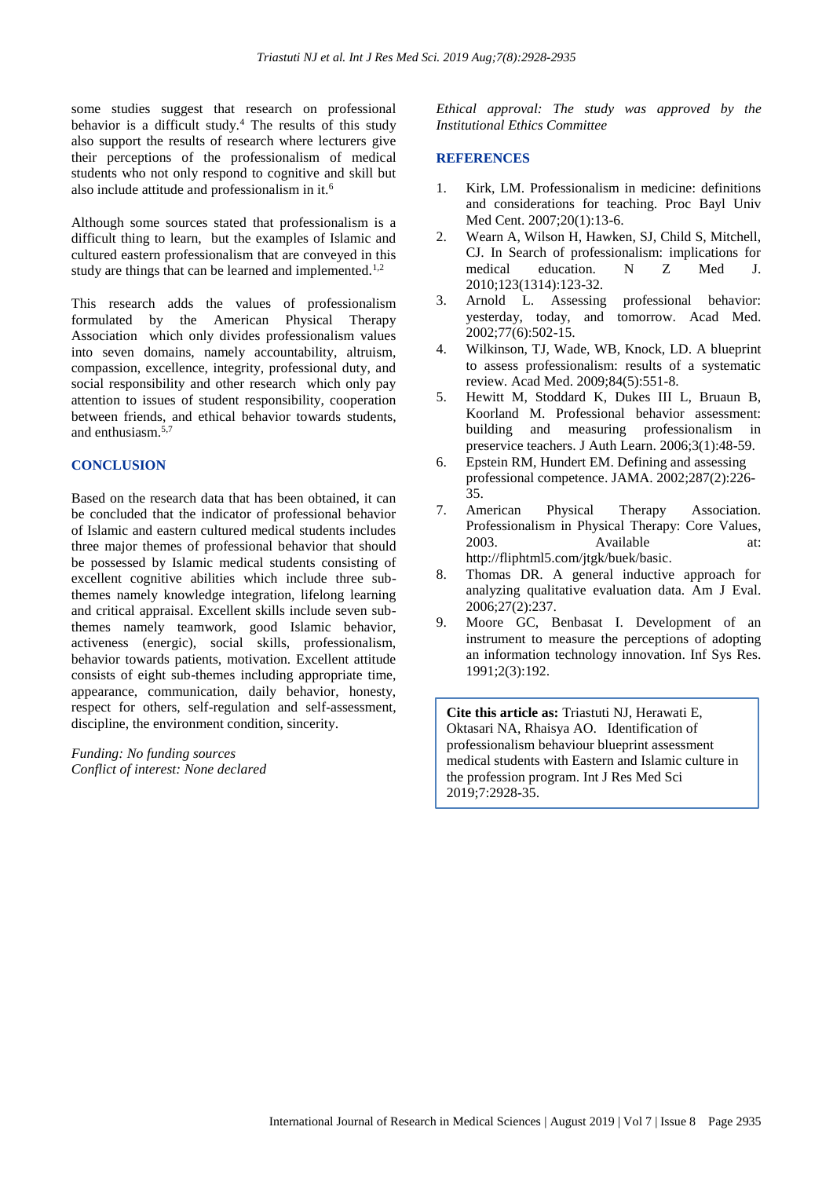some studies suggest that research on professional behavior is a difficult study.[4] The results of this study also support the results of research where lecturers give their perceptions of the professionalism of medical students who not only respond to cognitive and skill but also include attitude and professionalism in it.[6]

Although some sources stated that professionalism is a difficult thing to learn, but the examples of Islamic and cultured eastern professionalism that are conveyed in this study are things that can be learned and implemented.[1,2]

This research adds the values of professionalism formulated by the American Physical Therapy Association which only divides professionalism values into seven domains, namely accountability, altruism, compassion, excellence, integrity, professional duty, and social responsibility and other research which only pay attention to issues of student responsibility, cooperation between friends, and ethical behavior towards students, and enthusiasm.[5,7]

## CONCLUSION

Based on the research data that has been obtained, it can be concluded that the indicator of professional behavior of Islamic and eastern cultured medical students includes three major themes of professional behavior that should be possessed by Islamic medical students consisting of excellent cognitive abilities which include three sub-themes namely knowledge integration, lifelong learning and critical appraisal. Excellent skills include seven sub-themes namely teamwork, good Islamic behavior, activeness (energic), social skills, professionalism, behavior towards patients, motivation. Excellent attitude consists of eight sub-themes including appropriate time, appearance, communication, daily behavior, honesty, respect for others, self-regulation and self-assessment, discipline, the environment condition, sincerity.

*Funding: No funding sources*
*Conflict of interest: None declared*
*Ethical approval: The study was approved by the Institutional Ethics Committee*

## REFERENCES

1. Kirk, LM. Professionalism in medicine: definitions and considerations for teaching. Proc Bayl Univ Med Cent. 2007;20(1):13-6.
2. Wearn A, Wilson H, Hawken, SJ, Child S, Mitchell, CJ. In Search of professionalism: implications for medical education. N Z Med J. 2010;123(1314):123-32.
3. Arnold L. Assessing professional behavior: yesterday, today, and tomorrow. Acad Med. 2002;77(6):502-15.
4. Wilkinson, TJ, Wade, WB, Knock, LD. A blueprint to assess professionalism: results of a systematic review. Acad Med. 2009;84(5):551-8.
5. Hewitt M, Stoddard K, Dukes III L, Bruaun B, Koorland M. Professional behavior assessment: building and measuring professionalism in preservice teachers. J Auth Learn. 2006;3(1):48-59.
6. Epstein RM, Hundert EM. Defining and assessing professional competence. JAMA. 2002;287(2):226-35.
7. American Physical Therapy Association. Professionalism in Physical Therapy: Core Values, 2003. Available at: http://fliphtml5.com/jtgk/buek/basic.
8. Thomas DR. A general inductive approach for analyzing qualitative evaluation data. Am J Eval. 2006;27(2):237.
9. Moore GC, Benbasat I. Development of an instrument to measure the perceptions of adopting an information technology innovation. Inf Sys Res. 1991;2(3):192.

**Cite this article as:** Triastuti NJ, Herawati E, Oktasari NA, Rhaisya AO. Identification of professionalism behaviour blueprint assessment medical students with Eastern and Islamic culture in the profession program. Int J Res Med Sci 2019;7:2928-35.